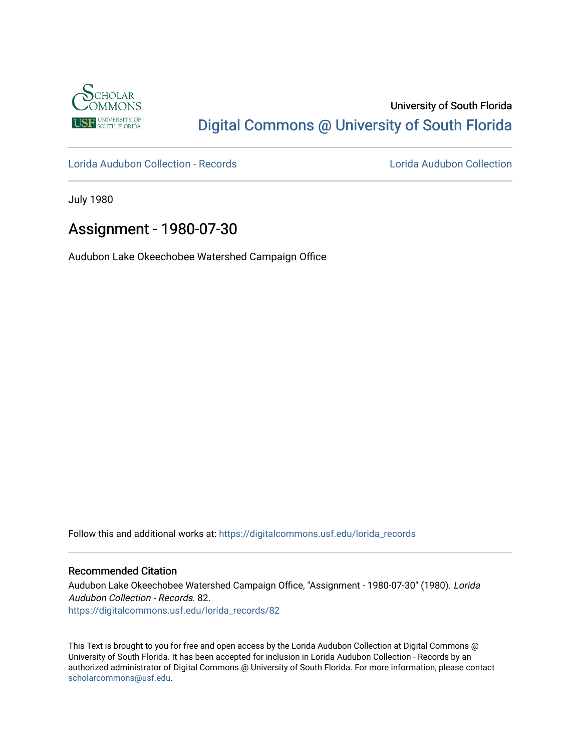University of South Florida

Digital Commons @ University of South Florida

Lorida Audubon Collection - Records

Lorida Audubon Collection

July 1980

# Assignment - 1980-07-30

Audubon Lake Okeechobee Watershed Campaign Office

Follow this and additional works at: https://digitalcommons.usf.edu/lorida_records

### Recommended Citation

Audubon Lake Okeechobee Watershed Campaign Office, "Assignment - 1980-07-30" (1980). *Lorida Audubon Collection - Records*. 82.
https://digitalcommons.usf.edu/lorida_records/82

This Text is brought to you for free and open access by the Lorida Audubon Collection at Digital Commons @ University of South Florida. It has been accepted for inclusion in Lorida Audubon Collection - Records by an authorized administrator of Digital Commons @ University of South Florida. For more information, please contact scholarcommons@usf.edu.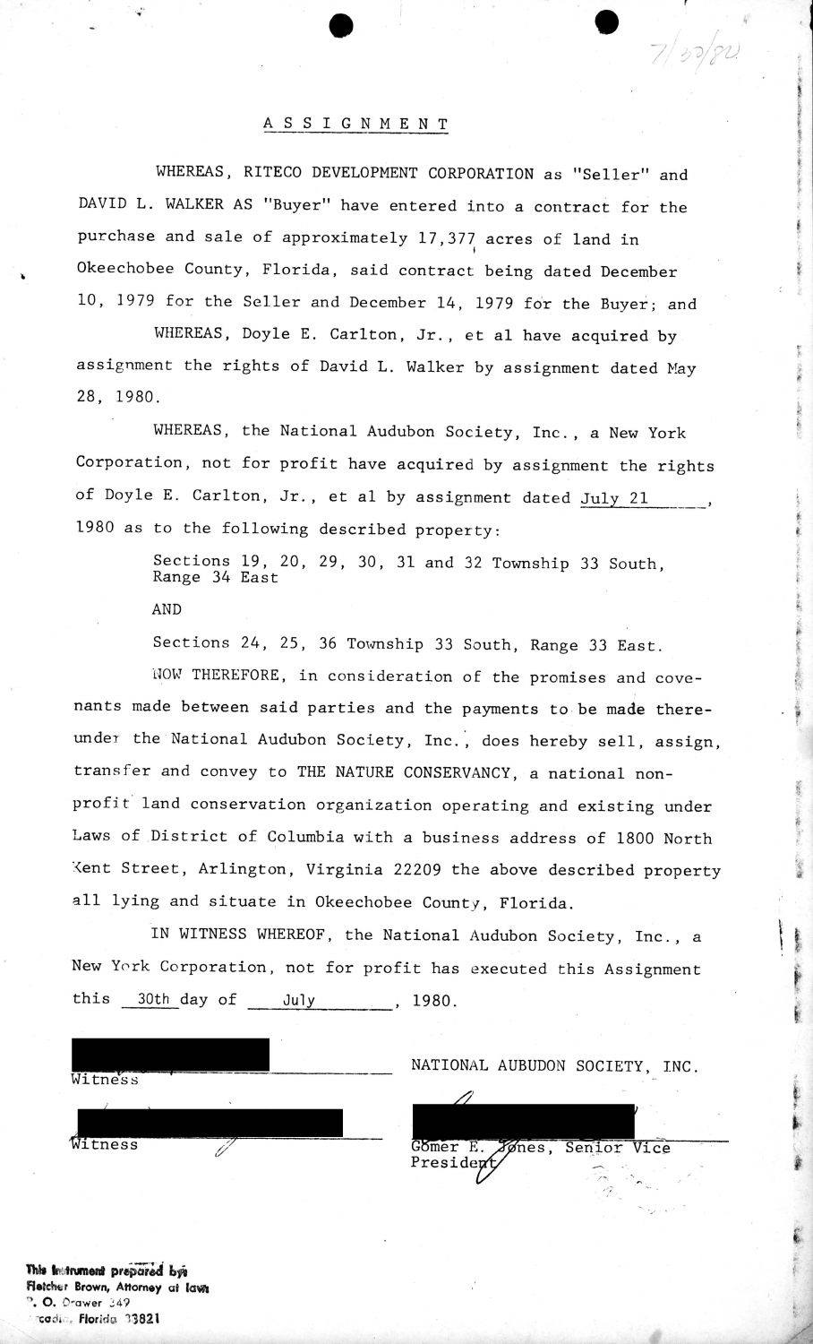7/30/80

# ASSIGNMENT

WHEREAS, RITECO DEVELOPMENT CORPORATION as "Seller" and DAVID L. WALKER AS "Buyer" have entered into a contract for the purchase and sale of approximately 17,377 acres of land in Okeechobee County, Florida, said contract being dated December 10, 1979 for the Seller and December 14, 1979 for the Buyer; and

WHEREAS, Doyle E. Carlton, Jr., et al have acquired by assignment the rights of David L. Walker by assignment dated May 28, 1980.

WHEREAS, the National Audubon Society, Inc., a New York Corporation, not for profit have acquired by assignment the rights of Doyle E. Carlton, Jr., et al by assignment dated July 21, 1980 as to the following described property:

Sections 19, 20, 29, 30, 31 and 32 Township 33 South, Range 34 East

AND

Sections 24, 25, 36 Township 33 South, Range 33 East.

NOW THEREFORE, in consideration of the promises and covenants made between said parties and the payments to be made thereunder the National Audubon Society, Inc., does hereby sell, assign, transfer and convey to THE NATURE CONSERVANCY, a national non-profit land conservation organization operating and existing under Laws of District of Columbia with a business address of 1800 North Kent Street, Arlington, Virginia 22209 the above described property all lying and situate in Okeechobee County, Florida.

IN WITNESS WHEREOF, the National Audubon Society, Inc., a New York Corporation, not for profit has executed this Assignment this 30th day of July, 1980.

Witness

Witness

NATIONAL AUBUDON SOCIETY, INC.

Gomer E. Jones, Senior Vice President

**This Instrument prepared by:**
**Fletcher Brown, Attorney at law**
**P. O. Drawer 349**
**Arcadia, Florida 33821**